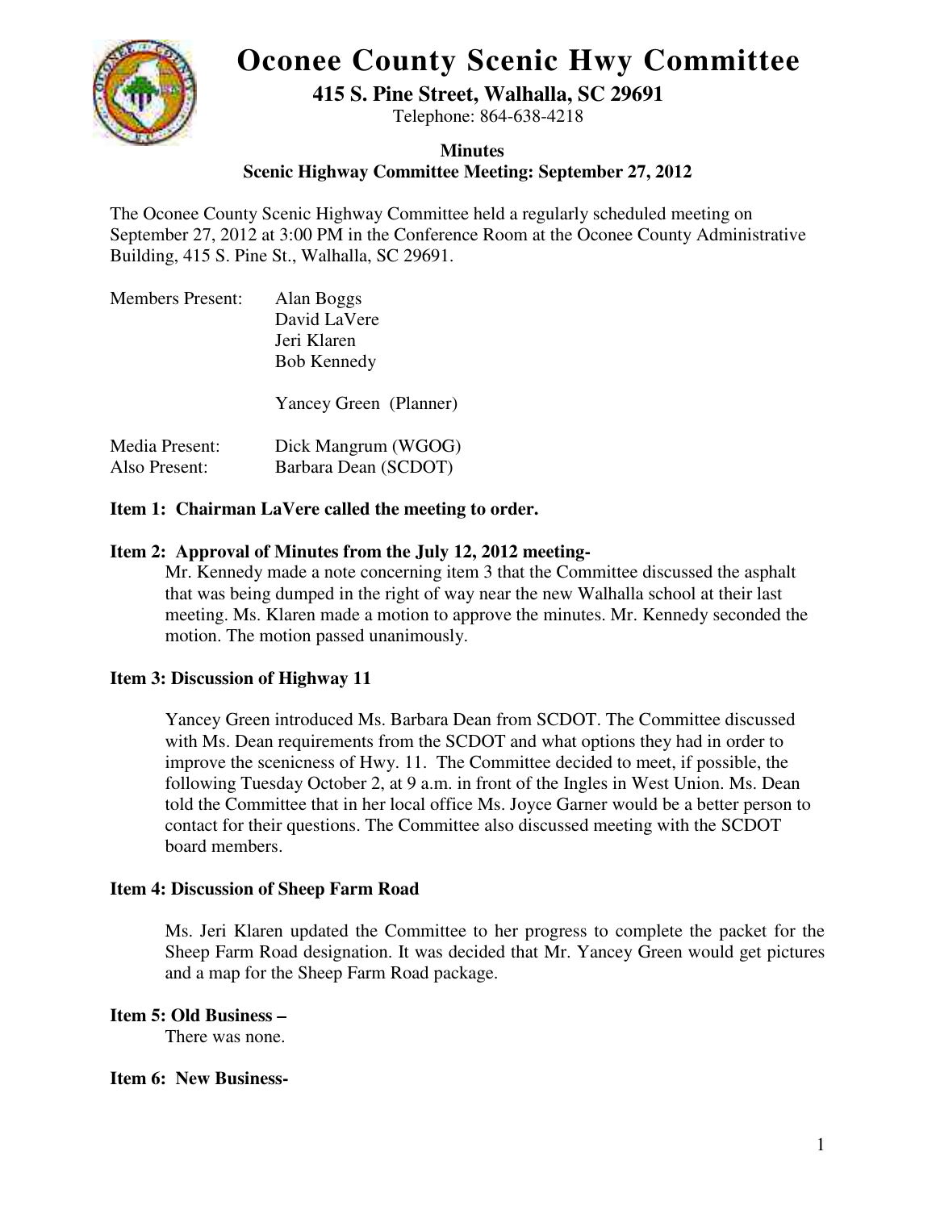# Oconee County Scenic Hwy Committee

**415 S. Pine Street, Walhalla, SC 29691**

Telephone: 864-638-4218

**Minutes**

**Scenic Highway Committee Meeting: September 27, 2012**

The Oconee County Scenic Highway Committee held a regularly scheduled meeting on September 27, 2012 at 3:00 PM in the Conference Room at the Oconee County Administrative Building, 415 S. Pine St., Walhalla, SC 29691.

Members Present: Alan Boggs
David LaVere
Jeri Klaren
Bob Kennedy

Yancey Green (Planner)

Media Present: Dick Mangrum (WGOG)
Also Present: Barbara Dean (SCDOT)

**Item 1: Chairman LaVere called the meeting to order.**

**Item 2: Approval of Minutes from the July 12, 2012 meeting-**

Mr. Kennedy made a note concerning item 3 that the Committee discussed the asphalt that was being dumped in the right of way near the new Walhalla school at their last meeting. Ms. Klaren made a motion to approve the minutes. Mr. Kennedy seconded the motion. The motion passed unanimously.

**Item 3: Discussion of Highway 11**

Yancey Green introduced Ms. Barbara Dean from SCDOT. The Committee discussed with Ms. Dean requirements from the SCDOT and what options they had in order to improve the scenicness of Hwy. 11. The Committee decided to meet, if possible, the following Tuesday October 2, at 9 a.m. in front of the Ingles in West Union. Ms. Dean told the Committee that in her local office Ms. Joyce Garner would be a better person to contact for their questions. The Committee also discussed meeting with the SCDOT board members.

**Item 4: Discussion of Sheep Farm Road**

Ms. Jeri Klaren updated the Committee to her progress to complete the packet for the Sheep Farm Road designation. It was decided that Mr. Yancey Green would get pictures and a map for the Sheep Farm Road package.

**Item 5: Old Business –**

There was none.

**Item 6: New Business-**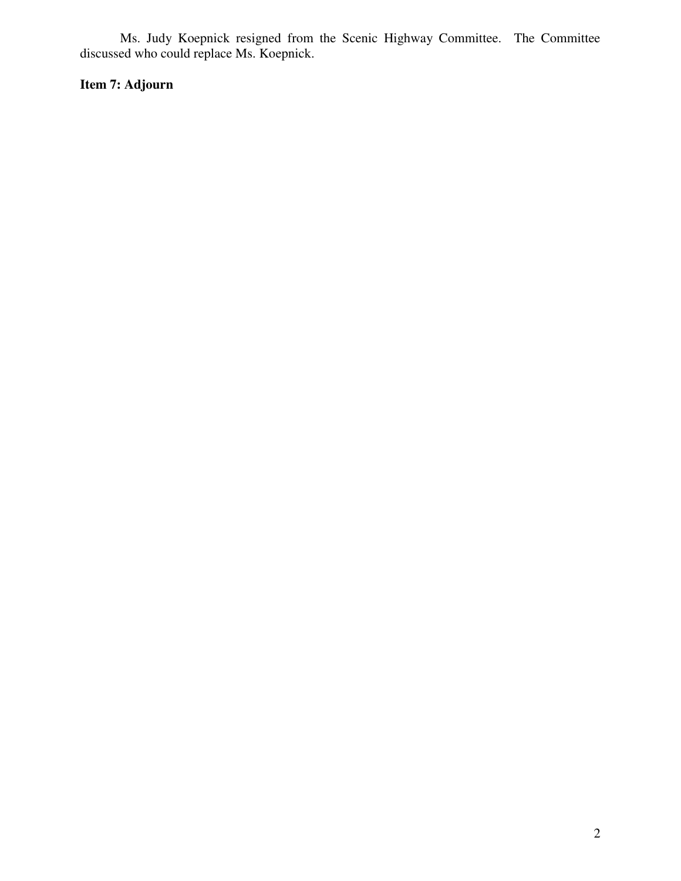Ms. Judy Koepnick resigned from the Scenic Highway Committee. The Committee discussed who could replace Ms. Koepnick.

**Item 7: Adjourn**